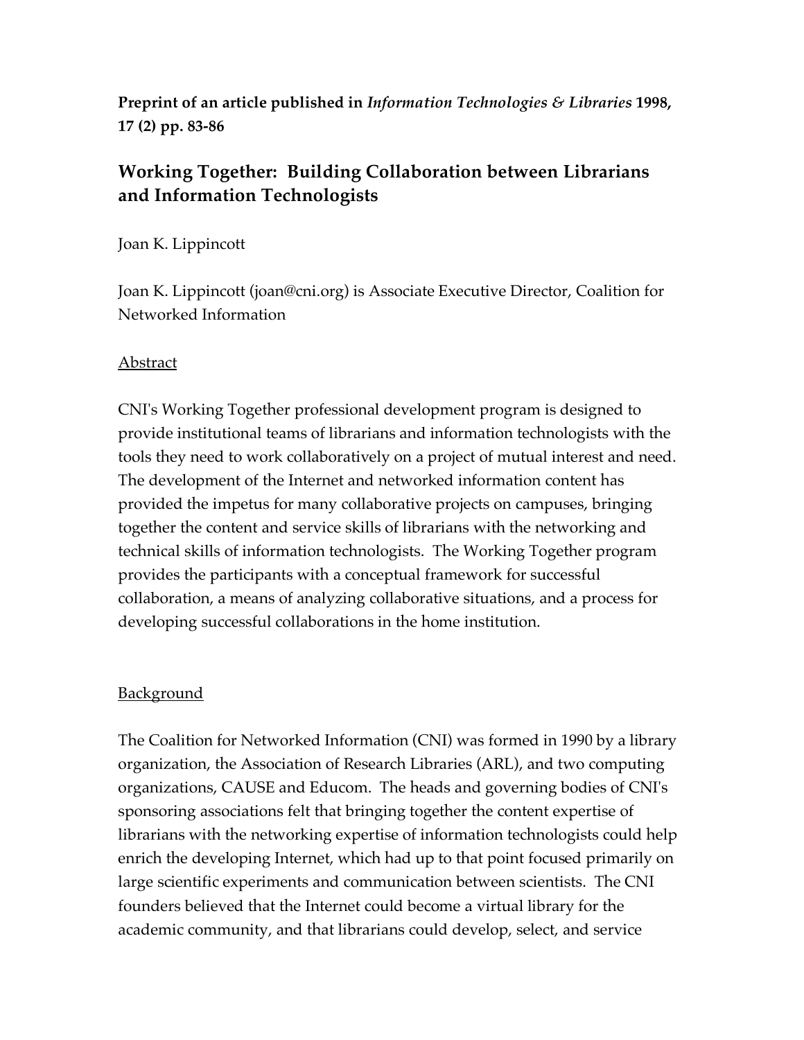**Preprint of an article published in *Information Technologies & Libraries* 1998, 17 (2) pp. 83-86**

# Working Together: Building Collaboration between Librarians and Information Technologists

Joan K. Lippincott

Joan K. Lippincott (joan@cni.org) is Associate Executive Director, Coalition for Networked Information

## Abstract

CNI's Working Together professional development program is designed to provide institutional teams of librarians and information technologists with the tools they need to work collaboratively on a project of mutual interest and need. The development of the Internet and networked information content has provided the impetus for many collaborative projects on campuses, bringing together the content and service skills of librarians with the networking and technical skills of information technologists. The Working Together program provides the participants with a conceptual framework for successful collaboration, a means of analyzing collaborative situations, and a process for developing successful collaborations in the home institution.

## Background

The Coalition for Networked Information (CNI) was formed in 1990 by a library organization, the Association of Research Libraries (ARL), and two computing organizations, CAUSE and Educom. The heads and governing bodies of CNI's sponsoring associations felt that bringing together the content expertise of librarians with the networking expertise of information technologists could help enrich the developing Internet, which had up to that point focused primarily on large scientific experiments and communication between scientists. The CNI founders believed that the Internet could become a virtual library for the academic community, and that librarians could develop, select, and service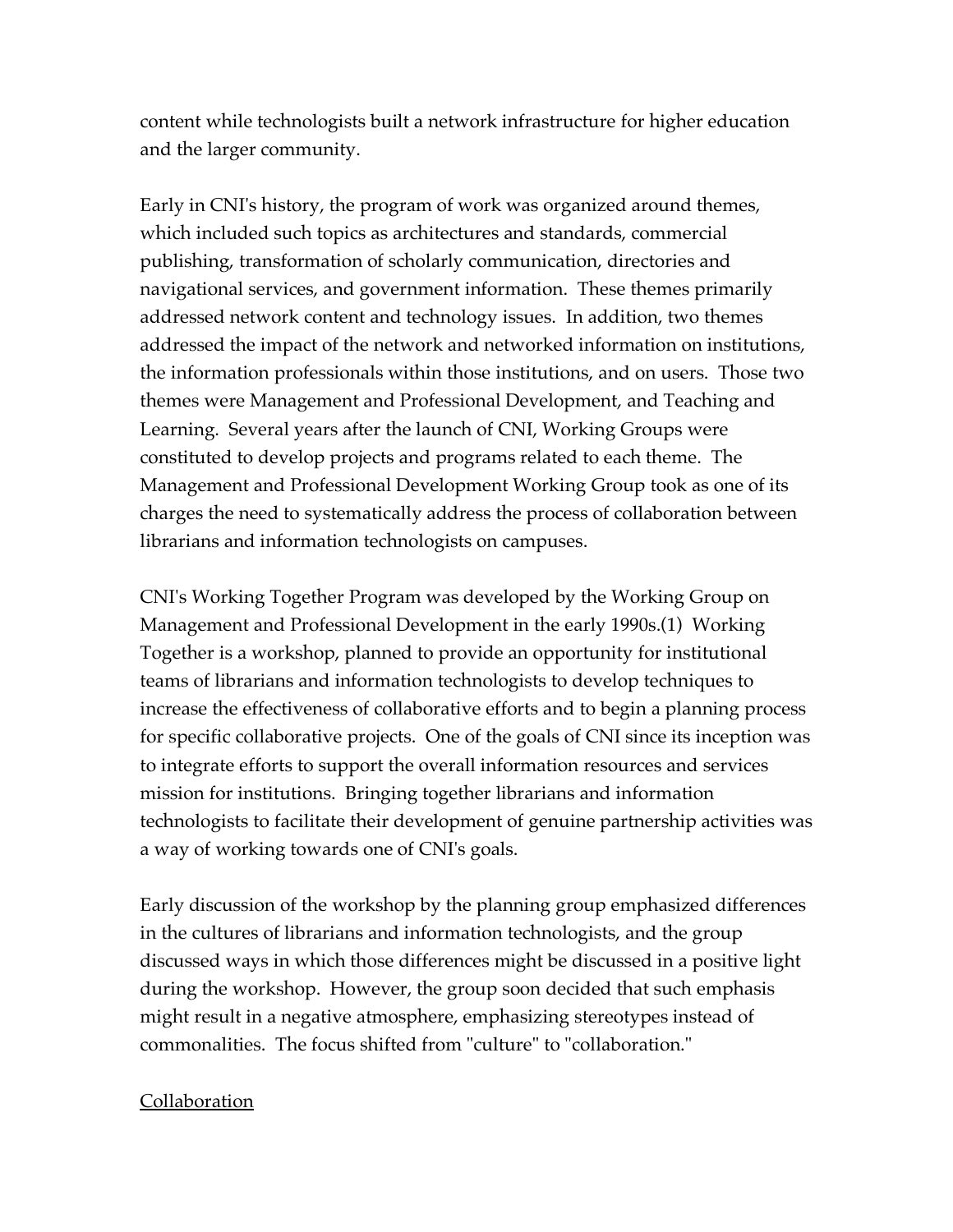content while technologists built a network infrastructure for higher education and the larger community.

Early in CNI's history, the program of work was organized around themes, which included such topics as architectures and standards, commercial publishing, transformation of scholarly communication, directories and navigational services, and government information. These themes primarily addressed network content and technology issues. In addition, two themes addressed the impact of the network and networked information on institutions, the information professionals within those institutions, and on users. Those two themes were Management and Professional Development, and Teaching and Learning. Several years after the launch of CNI, Working Groups were constituted to develop projects and programs related to each theme. The Management and Professional Development Working Group took as one of its charges the need to systematically address the process of collaboration between librarians and information technologists on campuses.

CNI's Working Together Program was developed by the Working Group on Management and Professional Development in the early 1990s.(1) Working Together is a workshop, planned to provide an opportunity for institutional teams of librarians and information technologists to develop techniques to increase the effectiveness of collaborative efforts and to begin a planning process for specific collaborative projects. One of the goals of CNI since its inception was to integrate efforts to support the overall information resources and services mission for institutions. Bringing together librarians and information technologists to facilitate their development of genuine partnership activities was a way of working towards one of CNI's goals.

Early discussion of the workshop by the planning group emphasized differences in the cultures of librarians and information technologists, and the group discussed ways in which those differences might be discussed in a positive light during the workshop. However, the group soon decided that such emphasis might result in a negative atmosphere, emphasizing stereotypes instead of commonalities. The focus shifted from "culture" to "collaboration."

## Collaboration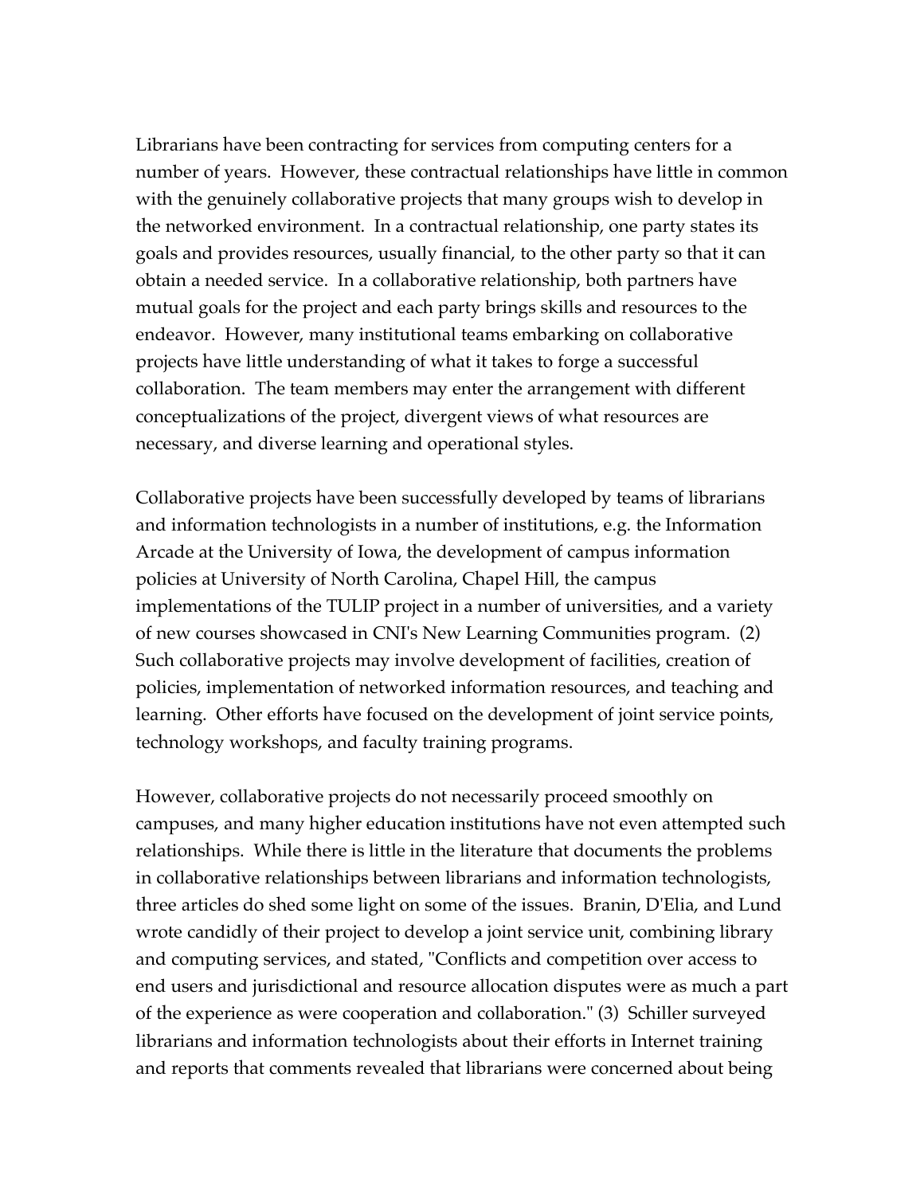Librarians have been contracting for services from computing centers for a number of years. However, these contractual relationships have little in common with the genuinely collaborative projects that many groups wish to develop in the networked environment. In a contractual relationship, one party states its goals and provides resources, usually financial, to the other party so that it can obtain a needed service. In a collaborative relationship, both partners have mutual goals for the project and each party brings skills and resources to the endeavor. However, many institutional teams embarking on collaborative projects have little understanding of what it takes to forge a successful collaboration. The team members may enter the arrangement with different conceptualizations of the project, divergent views of what resources are necessary, and diverse learning and operational styles.

Collaborative projects have been successfully developed by teams of librarians and information technologists in a number of institutions, e.g. the Information Arcade at the University of Iowa, the development of campus information policies at University of North Carolina, Chapel Hill, the campus implementations of the TULIP project in a number of universities, and a variety of new courses showcased in CNI's New Learning Communities program. (2) Such collaborative projects may involve development of facilities, creation of policies, implementation of networked information resources, and teaching and learning. Other efforts have focused on the development of joint service points, technology workshops, and faculty training programs.

However, collaborative projects do not necessarily proceed smoothly on campuses, and many higher education institutions have not even attempted such relationships. While there is little in the literature that documents the problems in collaborative relationships between librarians and information technologists, three articles do shed some light on some of the issues. Branin, D'Elia, and Lund wrote candidly of their project to develop a joint service unit, combining library and computing services, and stated, "Conflicts and competition over access to end users and jurisdictional and resource allocation disputes were as much a part of the experience as were cooperation and collaboration." (3) Schiller surveyed librarians and information technologists about their efforts in Internet training and reports that comments revealed that librarians were concerned about being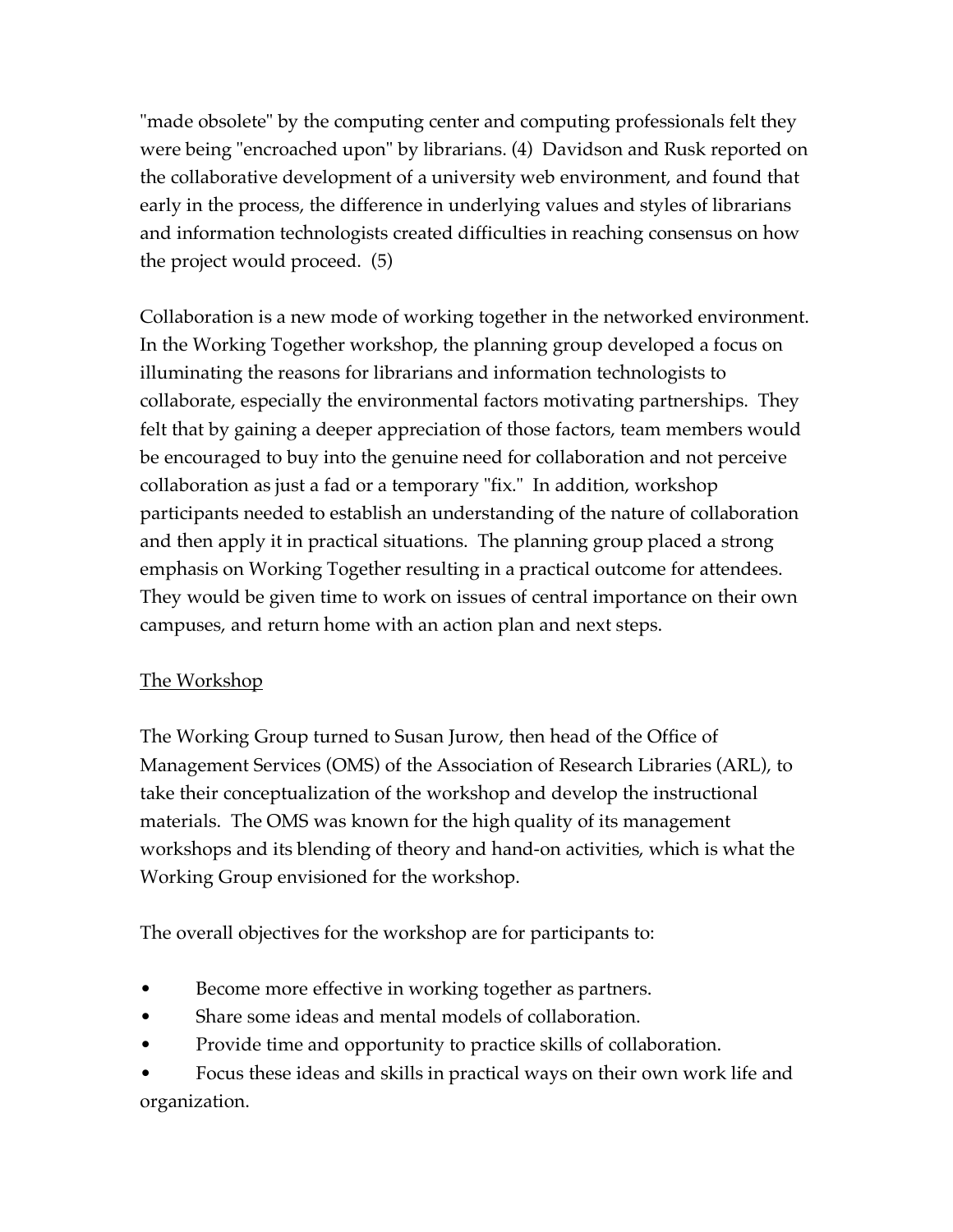"made obsolete" by the computing center and computing professionals felt they were being "encroached upon" by librarians. (4) Davidson and Rusk reported on the collaborative development of a university web environment, and found that early in the process, the difference in underlying values and styles of librarians and information technologists created difficulties in reaching consensus on how the project would proceed. (5)

Collaboration is a new mode of working together in the networked environment. In the Working Together workshop, the planning group developed a focus on illuminating the reasons for librarians and information technologists to collaborate, especially the environmental factors motivating partnerships. They felt that by gaining a deeper appreciation of those factors, team members would be encouraged to buy into the genuine need for collaboration and not perceive collaboration as just a fad or a temporary "fix." In addition, workshop participants needed to establish an understanding of the nature of collaboration and then apply it in practical situations. The planning group placed a strong emphasis on Working Together resulting in a practical outcome for attendees. They would be given time to work on issues of central importance on their own campuses, and return home with an action plan and next steps.

## The Workshop

The Working Group turned to Susan Jurow, then head of the Office of Management Services (OMS) of the Association of Research Libraries (ARL), to take their conceptualization of the workshop and develop the instructional materials. The OMS was known for the high quality of its management workshops and its blending of theory and hand-on activities, which is what the Working Group envisioned for the workshop.

The overall objectives for the workshop are for participants to:

- Become more effective in working together as partners.
- Share some ideas and mental models of collaboration.
- Provide time and opportunity to practice skills of collaboration.
- Focus these ideas and skills in practical ways on their own work life and organization.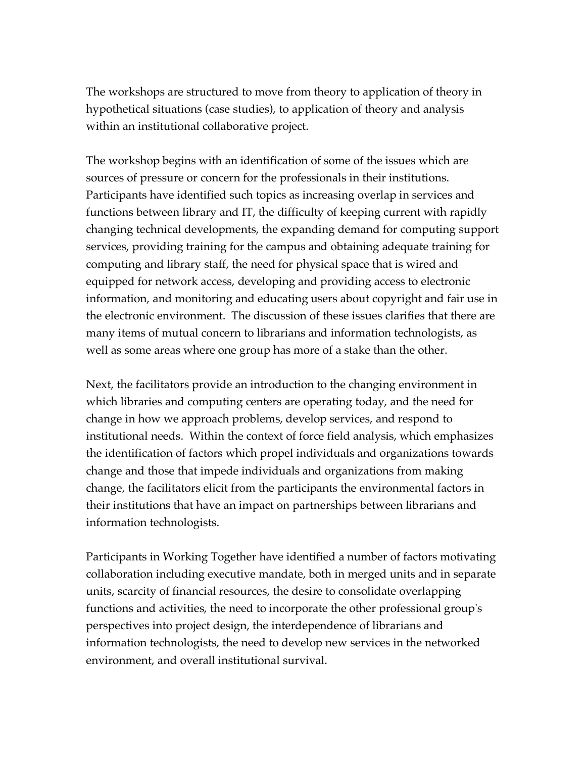The workshops are structured to move from theory to application of theory in hypothetical situations (case studies), to application of theory and analysis within an institutional collaborative project.

The workshop begins with an identification of some of the issues which are sources of pressure or concern for the professionals in their institutions. Participants have identified such topics as increasing overlap in services and functions between library and IT, the difficulty of keeping current with rapidly changing technical developments, the expanding demand for computing support services, providing training for the campus and obtaining adequate training for computing and library staff, the need for physical space that is wired and equipped for network access, developing and providing access to electronic information, and monitoring and educating users about copyright and fair use in the electronic environment. The discussion of these issues clarifies that there are many items of mutual concern to librarians and information technologists, as well as some areas where one group has more of a stake than the other.

Next, the facilitators provide an introduction to the changing environment in which libraries and computing centers are operating today, and the need for change in how we approach problems, develop services, and respond to institutional needs. Within the context of force field analysis, which emphasizes the identification of factors which propel individuals and organizations towards change and those that impede individuals and organizations from making change, the facilitators elicit from the participants the environmental factors in their institutions that have an impact on partnerships between librarians and information technologists.

Participants in Working Together have identified a number of factors motivating collaboration including executive mandate, both in merged units and in separate units, scarcity of financial resources, the desire to consolidate overlapping functions and activities, the need to incorporate the other professional group's perspectives into project design, the interdependence of librarians and information technologists, the need to develop new services in the networked environment, and overall institutional survival.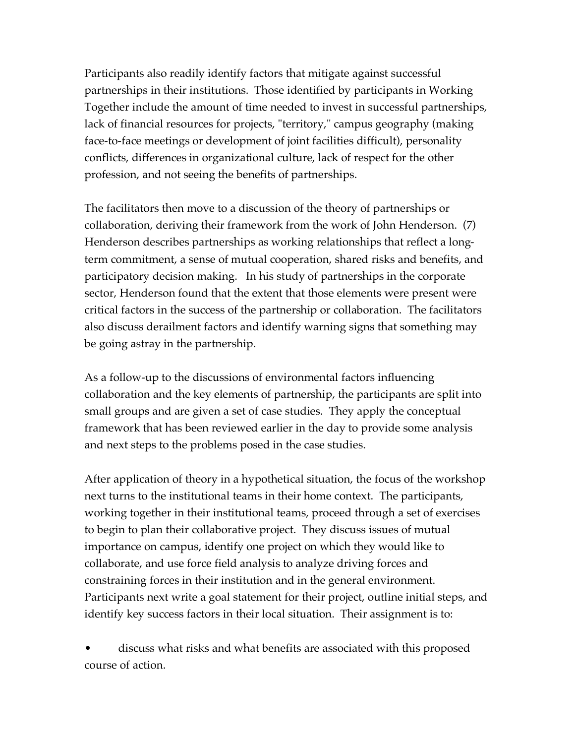Participants also readily identify factors that mitigate against successful partnerships in their institutions. Those identified by participants in Working Together include the amount of time needed to invest in successful partnerships, lack of financial resources for projects, "territory," campus geography (making face-to-face meetings or development of joint facilities difficult), personality conflicts, differences in organizational culture, lack of respect for the other profession, and not seeing the benefits of partnerships.

The facilitators then move to a discussion of the theory of partnerships or collaboration, deriving their framework from the work of John Henderson. (7) Henderson describes partnerships as working relationships that reflect a long-term commitment, a sense of mutual cooperation, shared risks and benefits, and participatory decision making. In his study of partnerships in the corporate sector, Henderson found that the extent that those elements were present were critical factors in the success of the partnership or collaboration. The facilitators also discuss derailment factors and identify warning signs that something may be going astray in the partnership.

As a follow-up to the discussions of environmental factors influencing collaboration and the key elements of partnership, the participants are split into small groups and are given a set of case studies. They apply the conceptual framework that has been reviewed earlier in the day to provide some analysis and next steps to the problems posed in the case studies.

After application of theory in a hypothetical situation, the focus of the workshop next turns to the institutional teams in their home context. The participants, working together in their institutional teams, proceed through a set of exercises to begin to plan their collaborative project. They discuss issues of mutual importance on campus, identify one project on which they would like to collaborate, and use force field analysis to analyze driving forces and constraining forces in their institution and in the general environment. Participants next write a goal statement for their project, outline initial steps, and identify key success factors in their local situation. Their assignment is to:

- discuss what risks and what benefits are associated with this proposed course of action.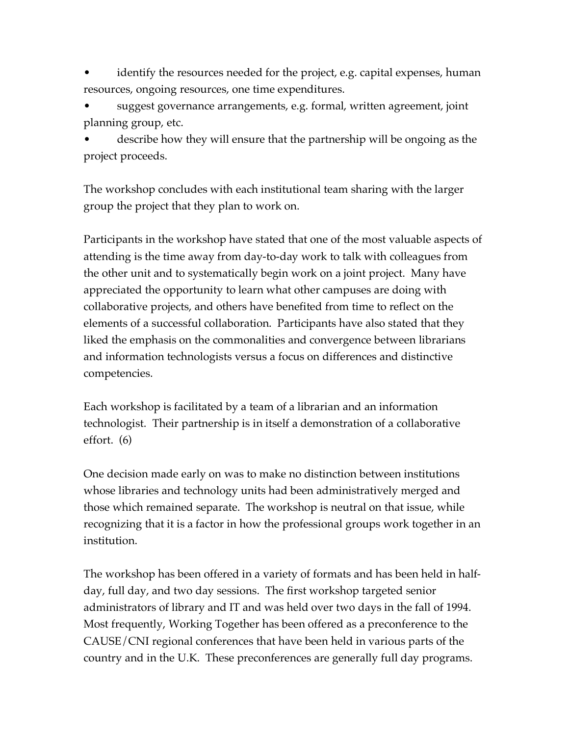- identify the resources needed for the project, e.g. capital expenses, human resources, ongoing resources, one time expenditures.
- suggest governance arrangements, e.g. formal, written agreement, joint planning group, etc.
- describe how they will ensure that the partnership will be ongoing as the project proceeds.

The workshop concludes with each institutional team sharing with the larger group the project that they plan to work on.

Participants in the workshop have stated that one of the most valuable aspects of attending is the time away from day-to-day work to talk with colleagues from the other unit and to systematically begin work on a joint project. Many have appreciated the opportunity to learn what other campuses are doing with collaborative projects, and others have benefited from time to reflect on the elements of a successful collaboration. Participants have also stated that they liked the emphasis on the commonalities and convergence between librarians and information technologists versus a focus on differences and distinctive competencies.

Each workshop is facilitated by a team of a librarian and an information technologist. Their partnership is in itself a demonstration of a collaborative effort. (6)

One decision made early on was to make no distinction between institutions whose libraries and technology units had been administratively merged and those which remained separate. The workshop is neutral on that issue, while recognizing that it is a factor in how the professional groups work together in an institution.

The workshop has been offered in a variety of formats and has been held in half-day, full day, and two day sessions. The first workshop targeted senior administrators of library and IT and was held over two days in the fall of 1994. Most frequently, Working Together has been offered as a preconference to the CAUSE/CNI regional conferences that have been held in various parts of the country and in the U.K. These preconferences are generally full day programs.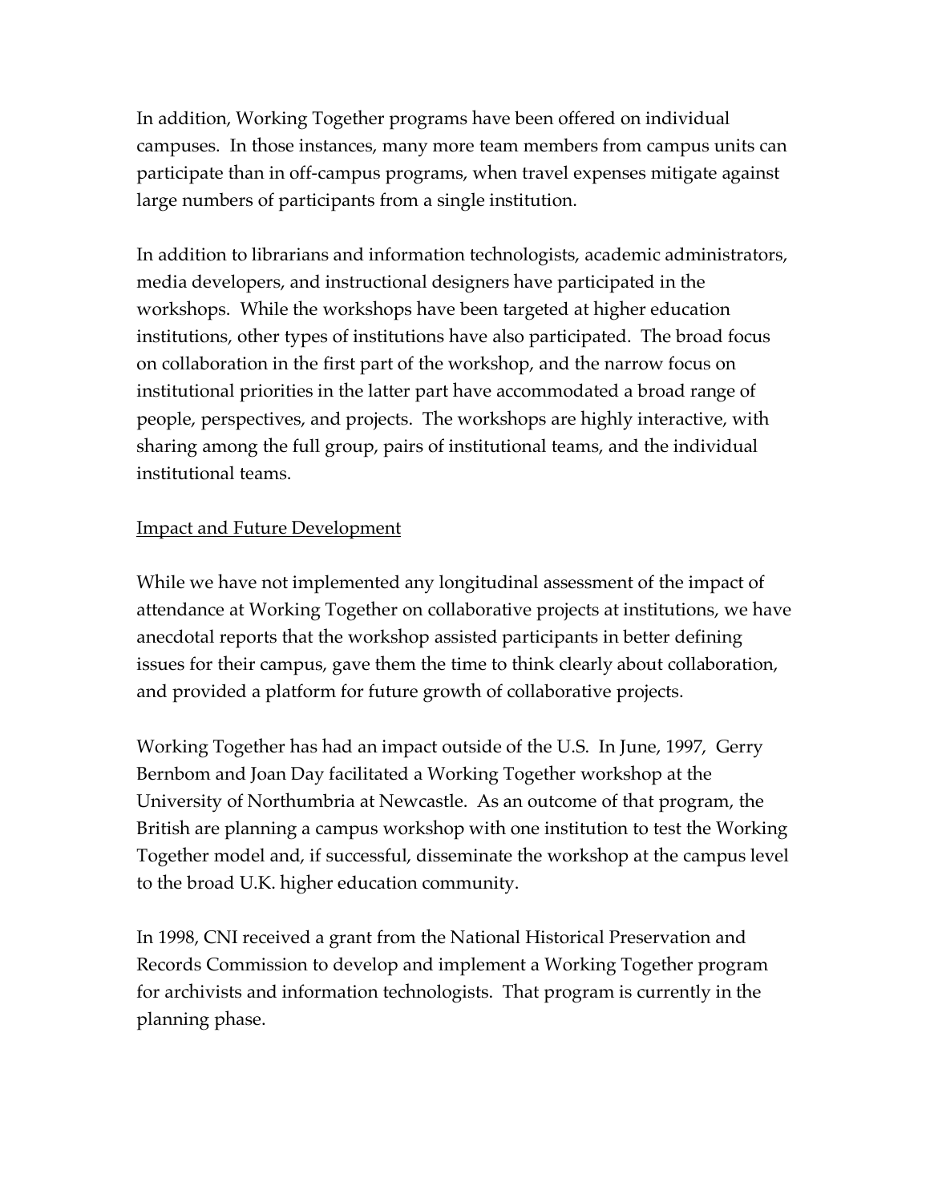In addition, Working Together programs have been offered on individual campuses. In those instances, many more team members from campus units can participate than in off-campus programs, when travel expenses mitigate against large numbers of participants from a single institution.

In addition to librarians and information technologists, academic administrators, media developers, and instructional designers have participated in the workshops. While the workshops have been targeted at higher education institutions, other types of institutions have also participated. The broad focus on collaboration in the first part of the workshop, and the narrow focus on institutional priorities in the latter part have accommodated a broad range of people, perspectives, and projects. The workshops are highly interactive, with sharing among the full group, pairs of institutional teams, and the individual institutional teams.

<u>Impact and Future Development</u>

While we have not implemented any longitudinal assessment of the impact of attendance at Working Together on collaborative projects at institutions, we have anecdotal reports that the workshop assisted participants in better defining issues for their campus, gave them the time to think clearly about collaboration, and provided a platform for future growth of collaborative projects.

Working Together has had an impact outside of the U.S. In June, 1997, Gerry Bernbom and Joan Day facilitated a Working Together workshop at the University of Northumbria at Newcastle. As an outcome of that program, the British are planning a campus workshop with one institution to test the Working Together model and, if successful, disseminate the workshop at the campus level to the broad U.K. higher education community.

In 1998, CNI received a grant from the National Historical Preservation and Records Commission to develop and implement a Working Together program for archivists and information technologists. That program is currently in the planning phase.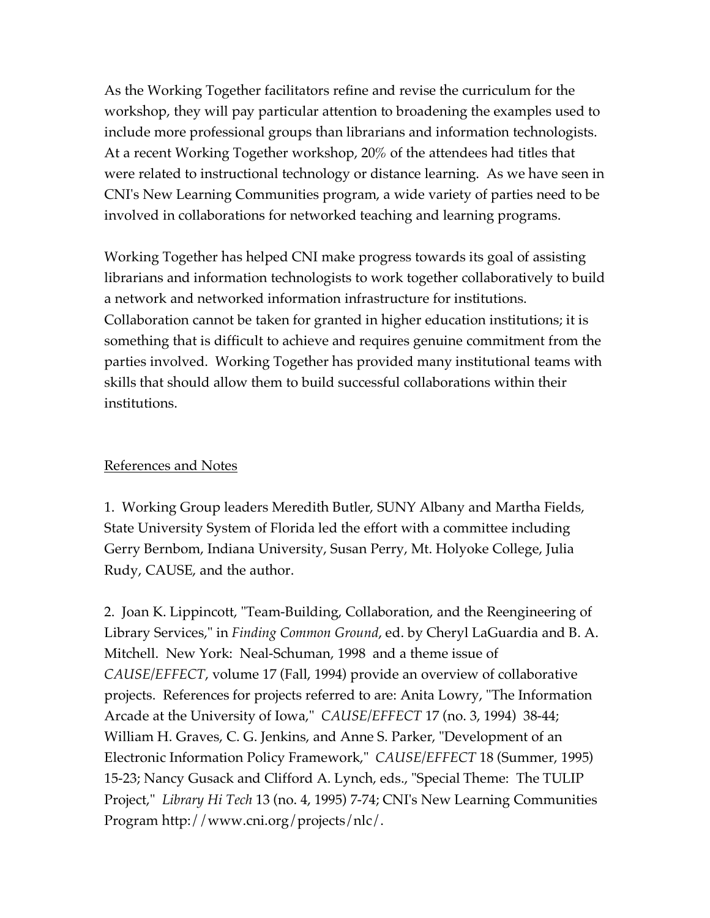As the Working Together facilitators refine and revise the curriculum for the workshop, they will pay particular attention to broadening the examples used to include more professional groups than librarians and information technologists. At a recent Working Together workshop, 20% of the attendees had titles that were related to instructional technology or distance learning. As we have seen in CNI's New Learning Communities program, a wide variety of parties need to be involved in collaborations for networked teaching and learning programs.

Working Together has helped CNI make progress towards its goal of assisting librarians and information technologists to work together collaboratively to build a network and networked information infrastructure for institutions. Collaboration cannot be taken for granted in higher education institutions; it is something that is difficult to achieve and requires genuine commitment from the parties involved. Working Together has provided many institutional teams with skills that should allow them to build successful collaborations within their institutions.

## References and Notes

1. Working Group leaders Meredith Butler, SUNY Albany and Martha Fields, State University System of Florida led the effort with a committee including Gerry Bernbom, Indiana University, Susan Perry, Mt. Holyoke College, Julia Rudy, CAUSE, and the author.

2. Joan K. Lippincott, "Team-Building, Collaboration, and the Reengineering of Library Services," in *Finding Common Ground*, ed. by Cheryl LaGuardia and B. A. Mitchell. New York: Neal-Schuman, 1998 and a theme issue of *CAUSE/EFFECT*, volume 17 (Fall, 1994) provide an overview of collaborative projects. References for projects referred to are: Anita Lowry, "The Information Arcade at the University of Iowa," *CAUSE/EFFECT* 17 (no. 3, 1994) 38-44; William H. Graves, C. G. Jenkins, and Anne S. Parker, "Development of an Electronic Information Policy Framework," *CAUSE/EFFECT* 18 (Summer, 1995) 15-23; Nancy Gusack and Clifford A. Lynch, eds., "Special Theme: The TULIP Project," *Library Hi Tech* 13 (no. 4, 1995) 7-74; CNI's New Learning Communities Program http://www.cni.org/projects/nlc/.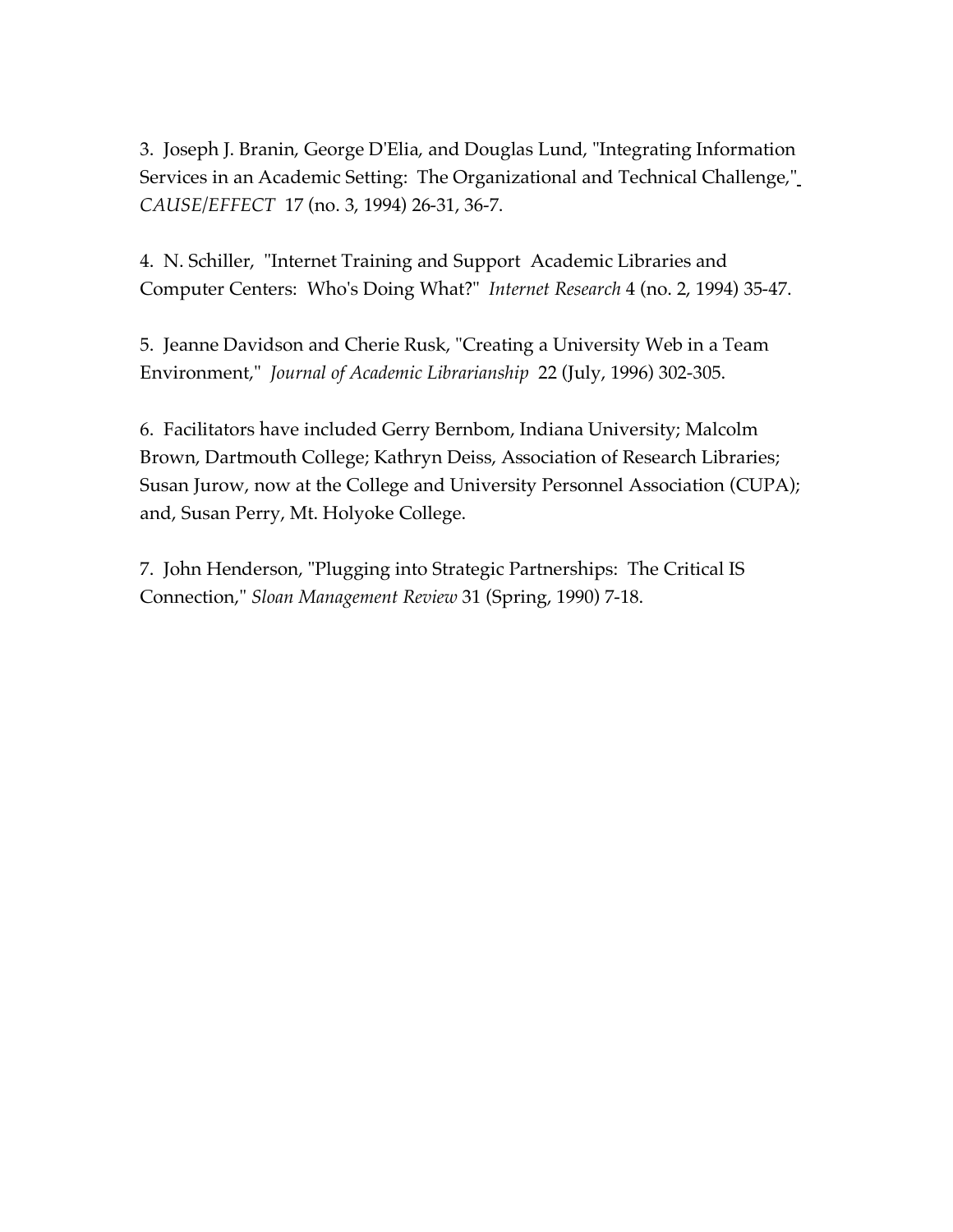3. Joseph J. Branin, George D'Elia, and Douglas Lund, "Integrating Information Services in an Academic Setting: The Organizational and Technical Challenge," *CAUSE/EFFECT* 17 (no. 3, 1994) 26-31, 36-7.

4. N. Schiller, "Internet Training and Support Academic Libraries and Computer Centers: Who's Doing What?" *Internet Research* 4 (no. 2, 1994) 35-47.

5. Jeanne Davidson and Cherie Rusk, "Creating a University Web in a Team Environment," *Journal of Academic Librarianship* 22 (July, 1996) 302-305.

6. Facilitators have included Gerry Bernbom, Indiana University; Malcolm Brown, Dartmouth College; Kathryn Deiss, Association of Research Libraries; Susan Jurow, now at the College and University Personnel Association (CUPA); and, Susan Perry, Mt. Holyoke College.

7. John Henderson, "Plugging into Strategic Partnerships: The Critical IS Connection," *Sloan Management Review* 31 (Spring, 1990) 7-18.